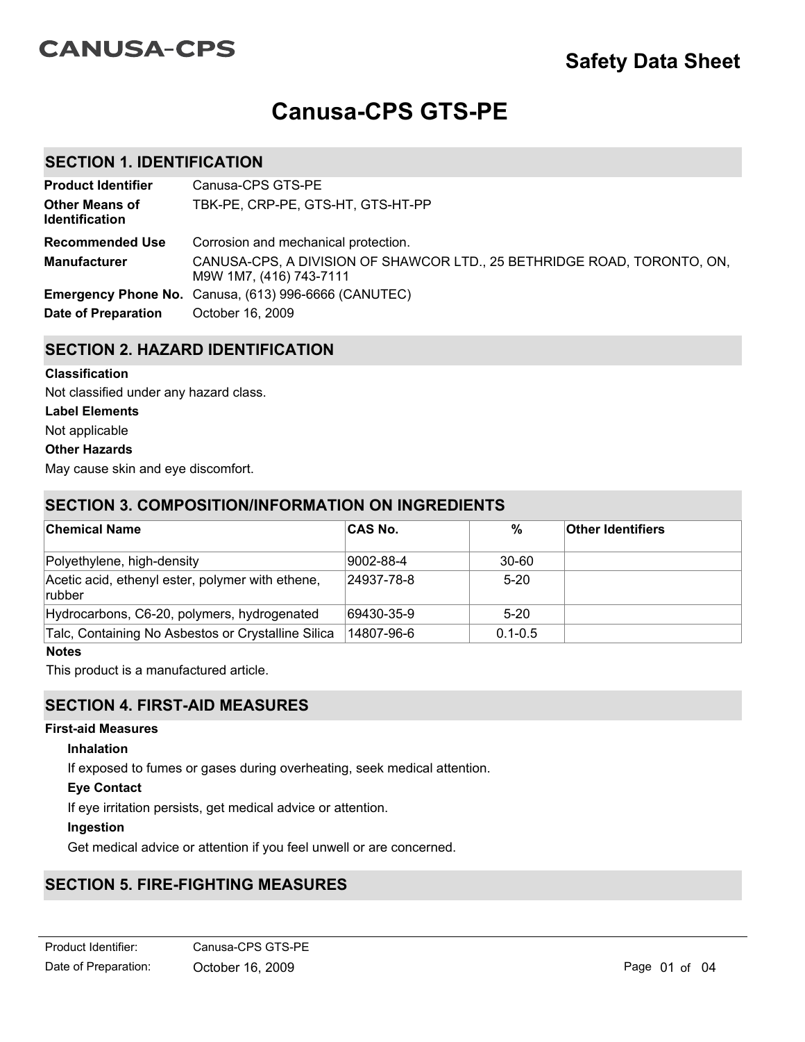CANUSA-CPS

# Safety Data Sheet

# Canusa-CPS GTS-PE

## SECTION 1. IDENTIFICATION

| | |
|---|---|
| **Product Identifier** | Canusa-CPS GTS-PE |
| **Other Means of Identification** | TBK-PE, CRP-PE, GTS-HT, GTS-HT-PP |
| **Recommended Use** | Corrosion and mechanical protection. |
| **Manufacturer** | CANUSA-CPS, A DIVISION OF SHAWCOR LTD., 25 BETHRIDGE ROAD, TORONTO, ON, M9W 1M7, (416) 743-7111 |
| **Emergency Phone No.** | Canusa, (613) 996-6666 (CANUTEC) |
| **Date of Preparation** | October 16, 2009 |

## SECTION 2. HAZARD IDENTIFICATION

**Classification**

Not classified under any hazard class.

**Label Elements**

Not applicable

**Other Hazards**

May cause skin and eye discomfort.

## SECTION 3. COMPOSITION/INFORMATION ON INGREDIENTS

| Chemical Name | CAS No. | % | Other Identifiers |
|---|---|---|---|
| Polyethylene, high-density | 9002-88-4 | 30-60 | |
| Acetic acid, ethenyl ester, polymer with ethene, rubber | 24937-78-8 | 5-20 | |
| Hydrocarbons, C6-20, polymers, hydrogenated | 69430-35-9 | 5-20 | |
| Talc, Containing No Asbestos or Crystalline Silica | 14807-96-6 | 0.1-0.5 | |

**Notes**

This product is a manufactured article.

## SECTION 4. FIRST-AID MEASURES

**First-aid Measures**

**Inhalation**

If exposed to fumes or gases during overheating, seek medical attention.

**Eye Contact**

If eye irritation persists, get medical advice or attention.

**Ingestion**

Get medical advice or attention if you feel unwell or are concerned.

## SECTION 5. FIRE-FIGHTING MEASURES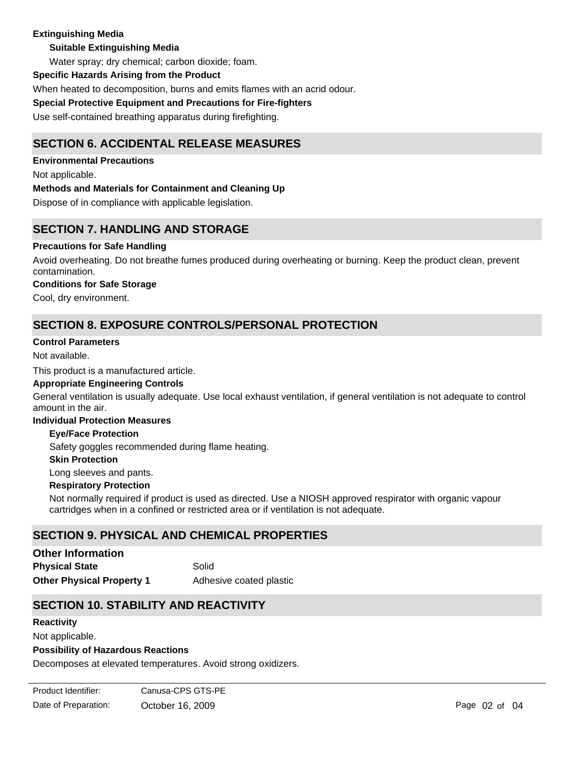**Extinguishing Media**

**Suitable Extinguishing Media**

Water spray; dry chemical; carbon dioxide; foam.

**Specific Hazards Arising from the Product**

When heated to decomposition, burns and emits flames with an acrid odour.

**Special Protective Equipment and Precautions for Fire-fighters**

Use self-contained breathing apparatus during firefighting.

## SECTION 6. ACCIDENTAL RELEASE MEASURES

**Environmental Precautions**

Not applicable.

**Methods and Materials for Containment and Cleaning Up**

Dispose of in compliance with applicable legislation.

## SECTION 7. HANDLING AND STORAGE

**Precautions for Safe Handling**

Avoid overheating. Do not breathe fumes produced during overheating or burning. Keep the product clean, prevent contamination.

**Conditions for Safe Storage**

Cool, dry environment.

## SECTION 8. EXPOSURE CONTROLS/PERSONAL PROTECTION

**Control Parameters**

Not available.

This product is a manufactured article.

**Appropriate Engineering Controls**

General ventilation is usually adequate. Use local exhaust ventilation, if general ventilation is not adequate to control amount in the air.

**Individual Protection Measures**

**Eye/Face Protection**

Safety goggles recommended during flame heating.

**Skin Protection**

Long sleeves and pants.

**Respiratory Protection**

Not normally required if product is used as directed. Use a NIOSH approved respirator with organic vapour cartridges when in a confined or restricted area or if ventilation is not adequate.

## SECTION 9. PHYSICAL AND CHEMICAL PROPERTIES

### Other Information

| | |
|---|---|
| **Physical State** | Solid |
| **Other Physical Property 1** | Adhesive coated plastic |

## SECTION 10. STABILITY AND REACTIVITY

**Reactivity**

Not applicable.

**Possibility of Hazardous Reactions**

Decomposes at elevated temperatures. Avoid strong oxidizers.

Product Identifier: Canusa-CPS GTS-PE

Date of Preparation: October 16, 2009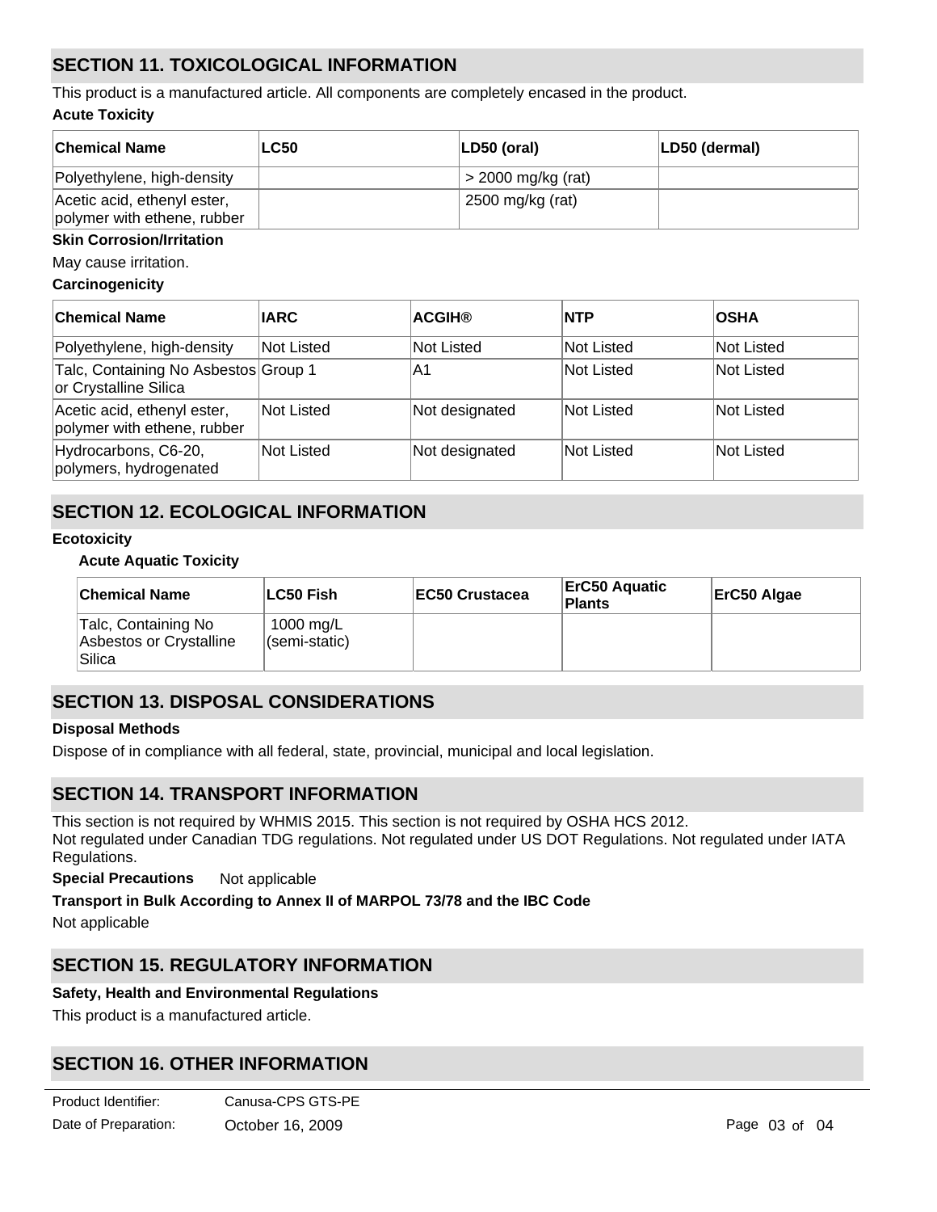## SECTION 11. TOXICOLOGICAL INFORMATION

This product is a manufactured article. All components are completely encased in the product.

**Acute Toxicity**

| Chemical Name | LC50 | LD50 (oral) | LD50 (dermal) |
|---|---|---|---|
| Polyethylene, high-density | | > 2000 mg/kg (rat) | |
| Acetic acid, ethenyl ester, polymer with ethene, rubber | | 2500 mg/kg (rat) | |

**Skin Corrosion/Irritation**

May cause irritation.

**Carcinogenicity**

| Chemical Name | IARC | ACGIH® | NTP | OSHA |
|---|---|---|---|---|
| Polyethylene, high-density | Not Listed | Not Listed | Not Listed | Not Listed |
| Talc, Containing No Asbestos or Crystalline Silica | Group 1 | A1 | Not Listed | Not Listed |
| Acetic acid, ethenyl ester, polymer with ethene, rubber | Not Listed | Not designated | Not Listed | Not Listed |
| Hydrocarbons, C6-20, polymers, hydrogenated | Not Listed | Not designated | Not Listed | Not Listed |

## SECTION 12. ECOLOGICAL INFORMATION

**Ecotoxicity**

**Acute Aquatic Toxicity**

| Chemical Name | LC50 Fish | EC50 Crustacea | ErC50 Aquatic Plants | ErC50 Algae |
|---|---|---|---|---|
| Talc, Containing No Asbestos or Crystalline Silica | 1000 mg/L (semi-static) | | | |

## SECTION 13. DISPOSAL CONSIDERATIONS

**Disposal Methods**

Dispose of in compliance with all federal, state, provincial, municipal and local legislation.

## SECTION 14. TRANSPORT INFORMATION

This section is not required by WHMIS 2015. This section is not required by OSHA HCS 2012.
Not regulated under Canadian TDG regulations. Not regulated under US DOT Regulations. Not regulated under IATA Regulations.

**Special Precautions** Not applicable

**Transport in Bulk According to Annex II of MARPOL 73/78 and the IBC Code**

Not applicable

## SECTION 15. REGULATORY INFORMATION

**Safety, Health and Environmental Regulations**

This product is a manufactured article.

## SECTION 16. OTHER INFORMATION

Product Identifier: Canusa-CPS GTS-PE

Date of Preparation: October 16, 2009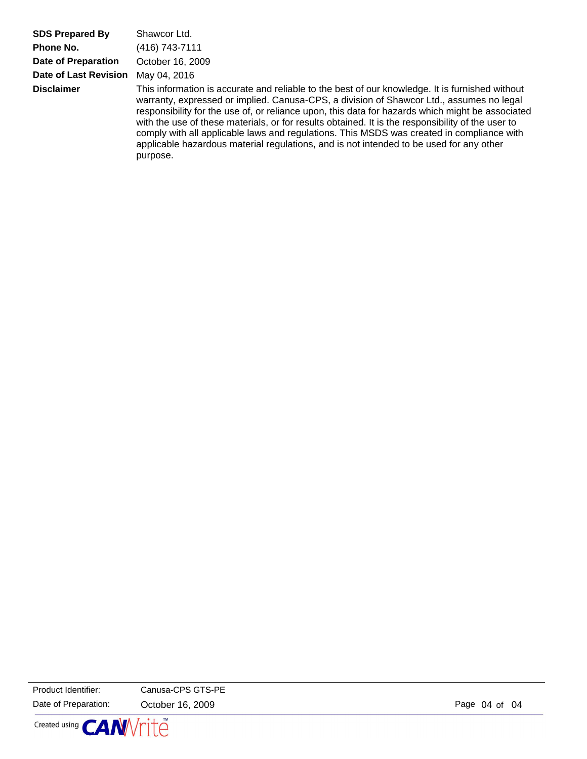| | |
|---|---|
| **SDS Prepared By** | Shawcor Ltd. |
| **Phone No.** | (416) 743-7111 |
| **Date of Preparation** | October 16, 2009 |
| **Date of Last Revision** | May 04, 2016 |
| **Disclaimer** | This information is accurate and reliable to the best of our knowledge. It is furnished without warranty, expressed or implied. Canusa-CPS, a division of Shawcor Ltd., assumes no legal responsibility for the use of, or reliance upon, this data for hazards which might be associated with the use of these materials, or for results obtained. It is the responsibility of the user to comply with all applicable laws and regulations. This MSDS was created in compliance with applicable hazardous material regulations, and is not intended to be used for any other purpose. |